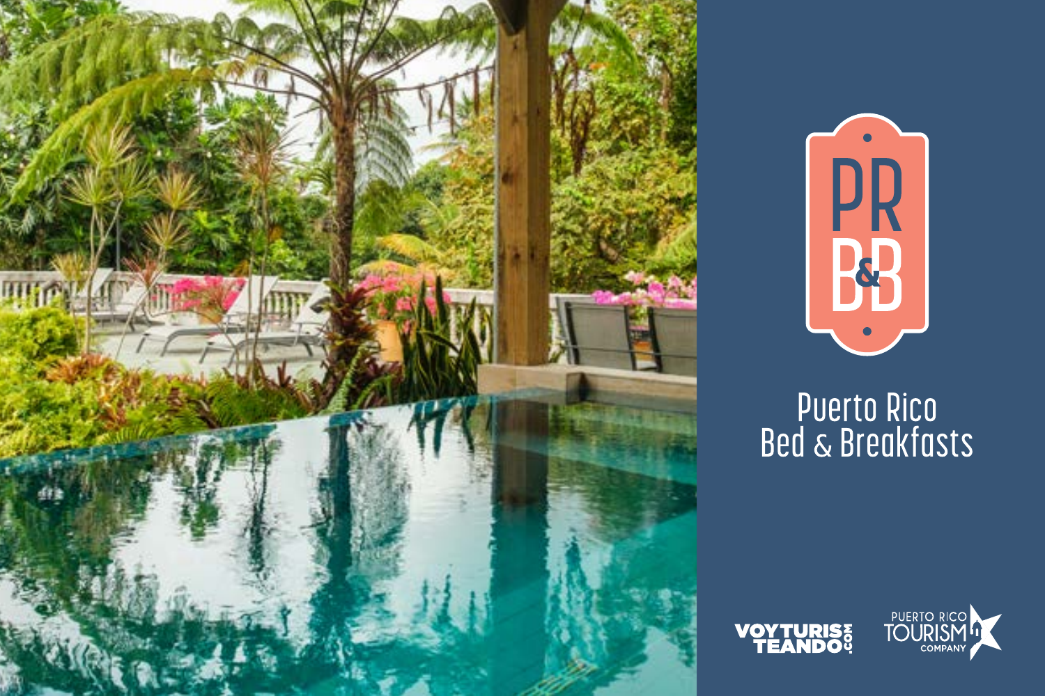PR B&B

# Puerto Rico Bed & Breakfasts

VOYTURISTEANDO.COM

PUERTO RICO TOURISM COMPANY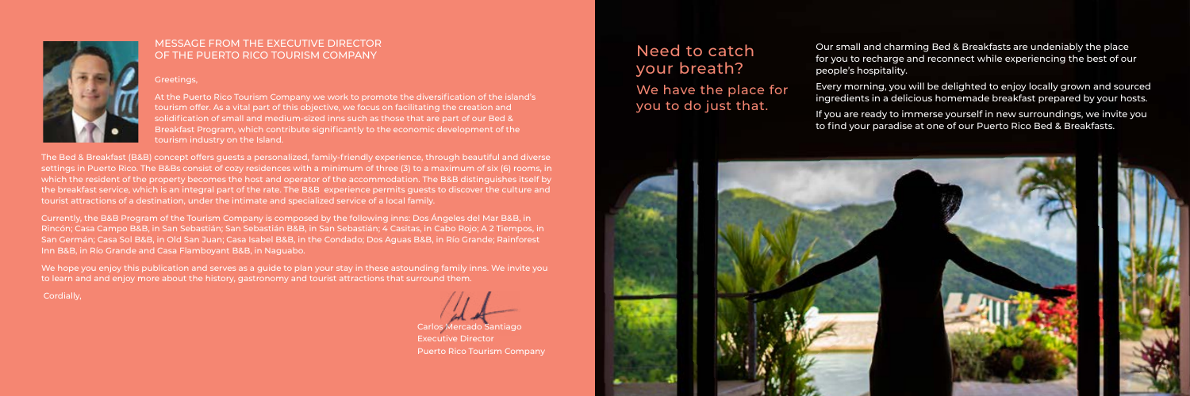## MESSAGE FROM THE EXECUTIVE DIRECTOR OF THE PUERTO RICO TOURISM COMPANY

Greetings,

At the Puerto Rico Tourism Company we work to promote the diversification of the island's tourism offer. As a vital part of this objective, we focus on facilitating the creation and solidification of small and medium-sized inns such as those that are part of our Bed & Breakfast Program, which contribute significantly to the economic development of the tourism industry on the Island.

The Bed & Breakfast (B&B) concept offers guests a personalized, family-friendly experience, through beautiful and diverse settings in Puerto Rico. The B&Bs consist of cozy residences with a minimum of three (3) to a maximum of six (6) rooms, in which the resident of the property becomes the host and operator of the accommodation. The B&B distinguishes itself by the breakfast service, which is an integral part of the rate. The B&B experience permits guests to discover the culture and tourist attractions of a destination, under the intimate and specialized service of a local family.

Currently, the B&B Program of the Tourism Company is composed by the following inns: Dos Ángeles del Mar B&B, in Rincón; Casa Campo B&B, in San Sebastián; San Sebastián B&B, in San Sebastián; 4 Casitas, in Cabo Rojo; A 2 Tiempos, in San Germán; Casa Sol B&B, in Old San Juan; Casa Isabel B&B, in the Condado; Dos Aguas B&B, in Río Grande; Rainforest Inn B&B, in Río Grande and Casa Flamboyant B&B, in Naguabo.

We hope you enjoy this publication and serves as a guide to plan your stay in these astounding family inns. We invite you to learn and and enjoy more about the history, gastronomy and tourist attractions that surround them.

Cordially,

Carlos Mercado Santiago
Executive Director
Puerto Rico Tourism Company

## Need to catch your breath?

### We have the place for you to do just that.

Our small and charming Bed & Breakfasts are undeniably the place for you to recharge and reconnect while experiencing the best of our people's hospitality.

Every morning, you will be delighted to enjoy locally grown and sourced ingredients in a delicious homemade breakfast prepared by your hosts.

If you are ready to immerse yourself in new surroundings, we invite you to find your paradise at one of our Puerto Rico Bed & Breakfasts.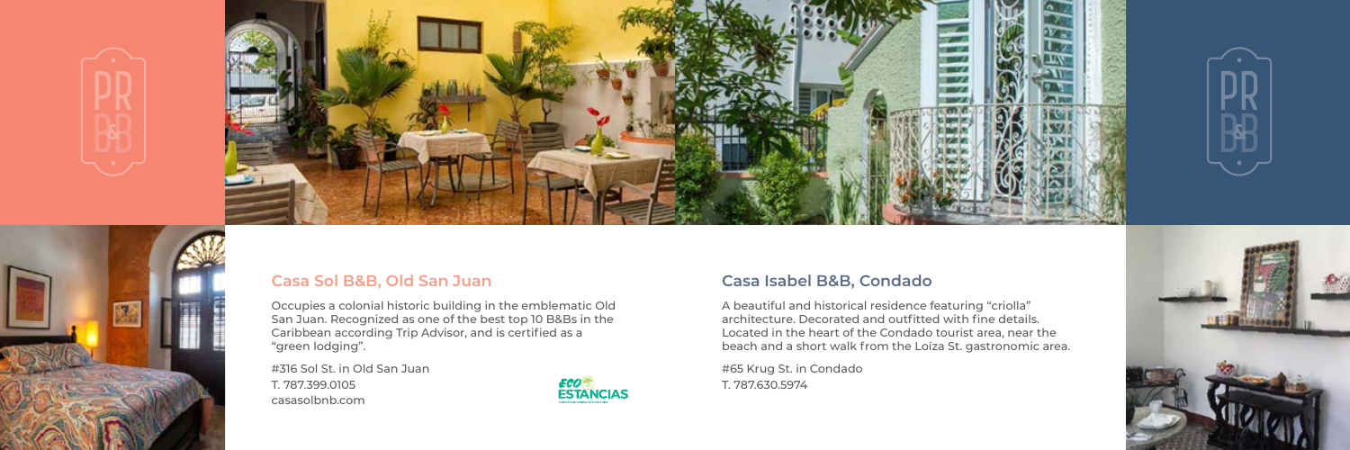## Casa Sol B&B, Old San Juan

Occupies a colonial historic building in the emblematic Old San Juan. Recognized as one of the best top 10 B&Bs in the Caribbean according Trip Advisor, and is certified as a "green lodging".

#316 Sol St. in Old San Juan
T. 787.399.0105
casasolbnb.com

## Casa Isabel B&B, Condado

A beautiful and historical residence featuring "criolla" architecture. Decorated and outfitted with fine details. Located in the heart of the Condado tourist area, near the beach and a short walk from the Loíza St. gastronomic area.

#65 Krug St. in Condado
T. 787.630.5974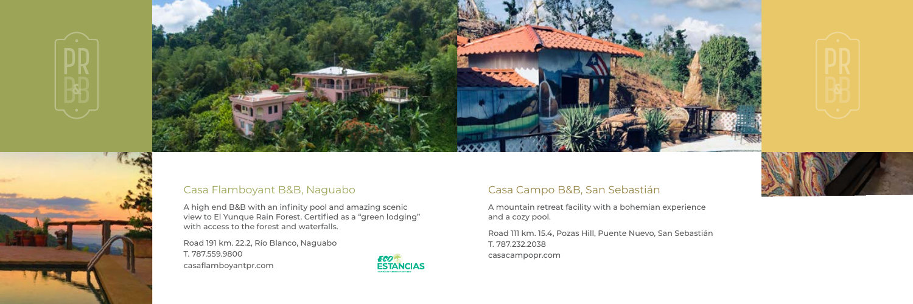## Casa Flamboyant B&B, Naguabo

A high end B&B with an infinity pool and amazing scenic view to El Yunque Rain Forest. Certified as a "green lodging" with access to the forest and waterfalls.

Road 191 km. 22.2, Río Blanco, Naguabo
T. 787.559.9800
casaflamboyantpr.com

ECO ESTANCIAS

## Casa Campo B&B, San Sebastián

A mountain retreat facility with a bohemian experience and a cozy pool.

Road 111 km. 15.4, Pozas Hill, Puente Nuevo, San Sebastián
T. 787.232.2038
casacampopr.com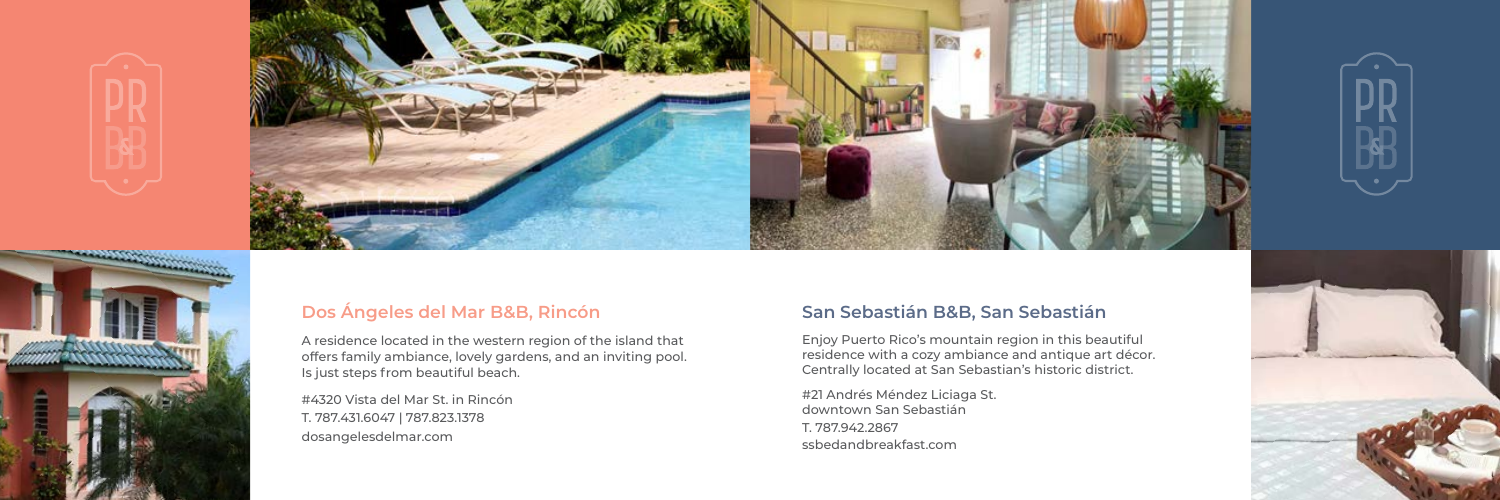## Dos Ángeles del Mar B&B, Rincón

A residence located in the western region of the island that offers family ambiance, lovely gardens, and an inviting pool. Is just steps from beautiful beach.

#4320 Vista del Mar St. in Rincón
T. 787.431.6047 | 787.823.1378
dosangelesdelmar.com

## San Sebastián B&B, San Sebastián

Enjoy Puerto Rico's mountain region in this beautiful residence with a cozy ambiance and antique art décor. Centrally located at San Sebastian's historic district.

#21 Andrés Méndez Liciaga St.
downtown San Sebastián
T. 787.942.2867
ssbedandbreakfast.com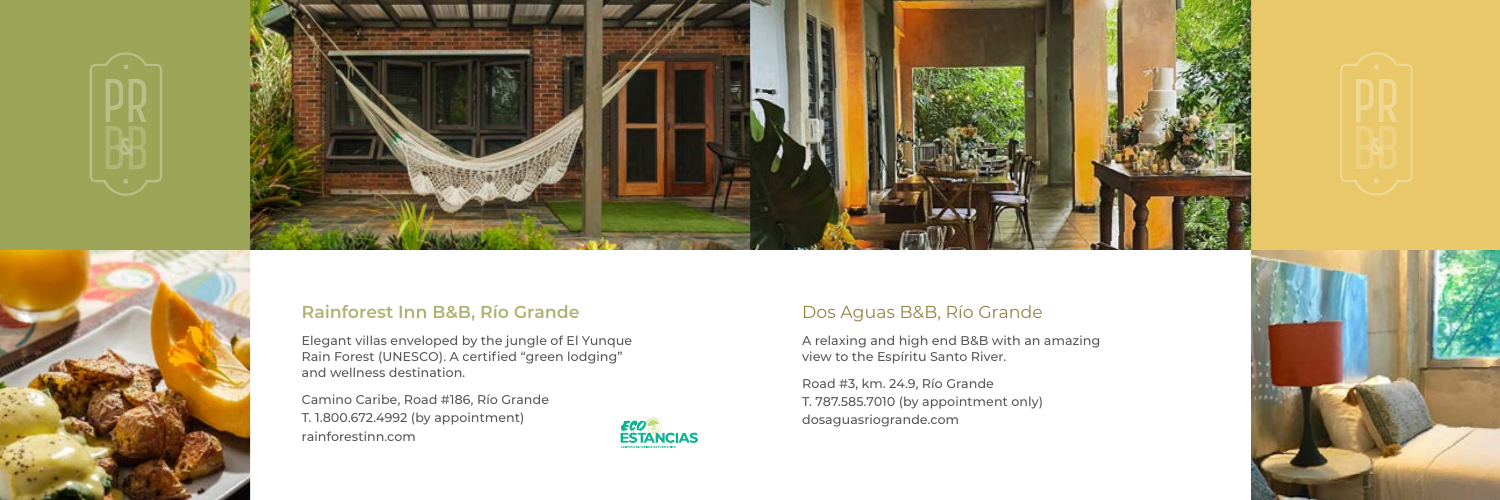## Rainforest Inn B&B, Río Grande

Elegant villas enveloped by the jungle of El Yunque Rain Forest (UNESCO). A certified "green lodging" and wellness destination.

Camino Caribe, Road #186, Río Grande
T. 1.800.672.4992 (by appointment)
rainforestinn.com

ECO ESTANCIAS

## Dos Aguas B&B, Río Grande

A relaxing and high end B&B with an amazing view to the Espíritu Santo River.

Road #3, km. 24.9, Río Grande
T. 787.585.7010 (by appointment only)
dosaguasriogrande.com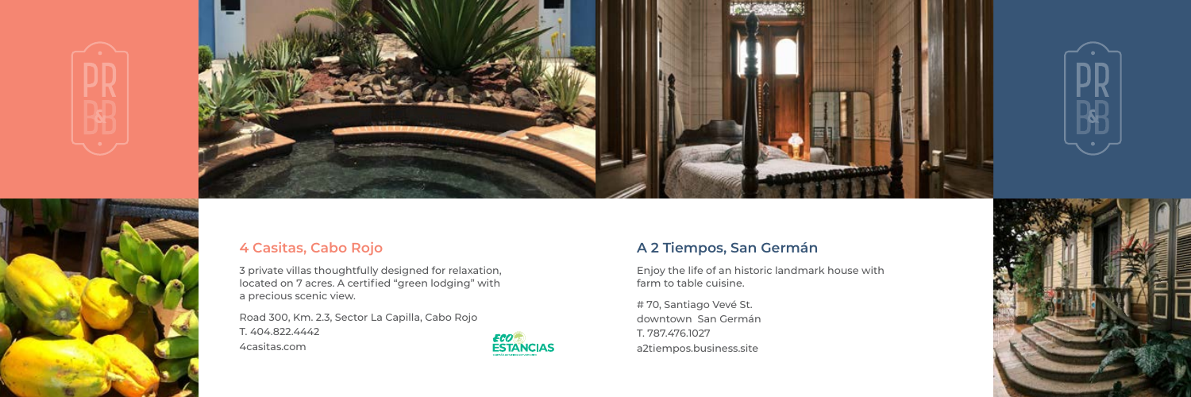## 4 Casitas, Cabo Rojo

3 private villas thoughtfully designed for relaxation, located on 7 acres. A certified "green lodging" with a precious scenic view.

Road 300, Km. 2.3, Sector La Capilla, Cabo Rojo
T. 404.822.4442
4casitas.com

ECO ESTANCIAS

## A 2 Tiempos, San Germán

Enjoy the life of an historic landmark house with farm to table cuisine.

# 70, Santiago Vevé St.
downtown San Germán
T. 787.476.1027
a2tiempos.business.site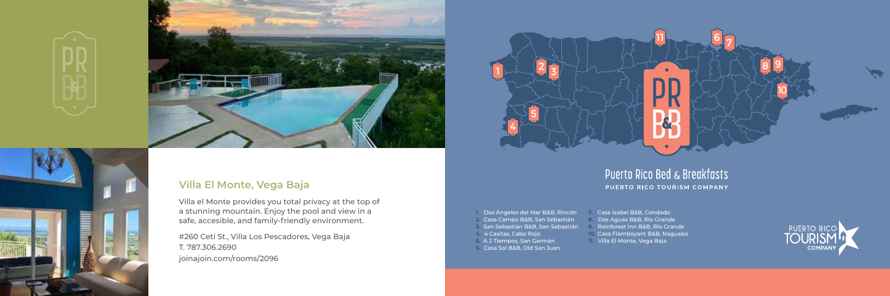## Villa El Monte, Vega Baja

Villa el Monte provides you total privacy at the top of a stunning mountain. Enjoy the pool and view in a safe, accesible, and family-friendly environment.

#260 Cetí St., Villa Los Pescadores, Vega Baja
T. 787.306.2690
joinajoin.com/rooms/2096

## Puerto Rico Bed & Breakfasts

**PUERTO RICO TOURISM COMPANY**

1. Dos Ángeles del Mar B&B, Rincón
2. Casa Campo B&B, San Sebastián
3. San Sebastián B&B, San Sebastián
4. 4 Casitas, Cabo Rojo
5. A 2 Tiempos, San Germán
6. Casa Sol B&B, Old San Juan
7. Casa Isabel B&B, Condado
8. Dos Aguas B&B, Río Grande
9. Rainforest Inn B&B, Río Grande
10. Casa Flamboyant B&B, Naguabo
11. Villa El Monte, Vega Baja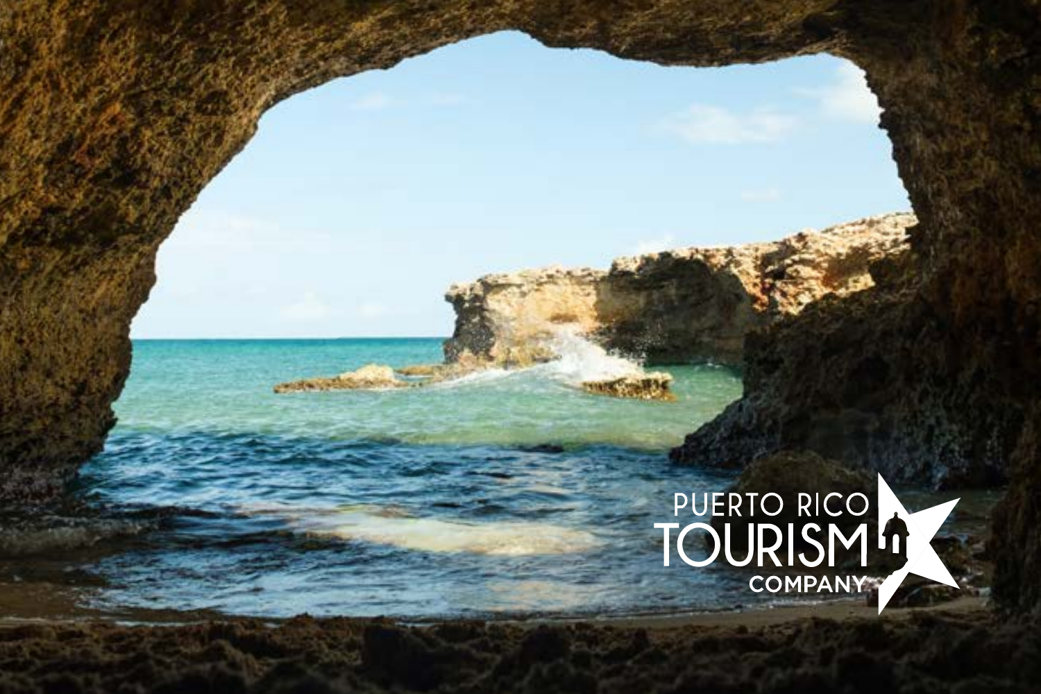PUERTO RICO TOURISM COMPANY